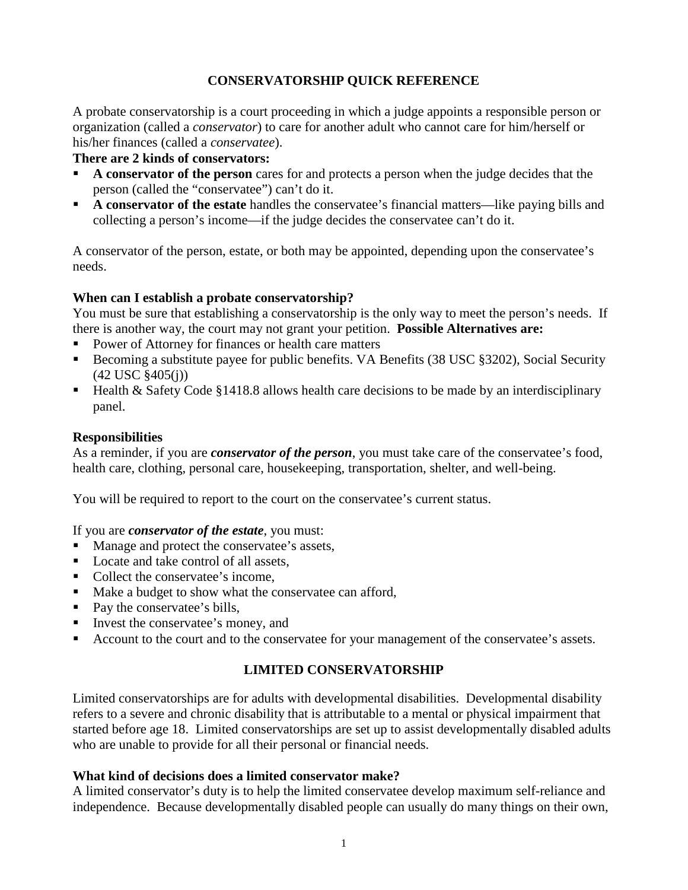# CONSERVATORSHIP QUICK REFERENCE

A probate conservatorship is a court proceeding in which a judge appoints a responsible person or organization (called a *conservator*) to care for another adult who cannot care for him/herself or his/her finances (called a *conservatee*).

**There are 2 kinds of conservators:**

- **A conservator of the person** cares for and protects a person when the judge decides that the person (called the "conservatee") can't do it.
- **A conservator of the estate** handles the conservatee's financial matters—like paying bills and collecting a person's income—if the judge decides the conservatee can't do it.

A conservator of the person, estate, or both may be appointed, depending upon the conservatee's needs.

### When can I establish a probate conservatorship?

You must be sure that establishing a conservatorship is the only way to meet the person's needs. If there is another way, the court may not grant your petition. **Possible Alternatives are:**

- Power of Attorney for finances or health care matters
- Becoming a substitute payee for public benefits. VA Benefits (38 USC §3202), Social Security (42 USC §405(j))
- Health & Safety Code §1418.8 allows health care decisions to be made by an interdisciplinary panel.

### Responsibilities

As a reminder, if you are ***conservator of the person***, you must take care of the conservatee's food, health care, clothing, personal care, housekeeping, transportation, shelter, and well-being.

You will be required to report to the court on the conservatee's current status.

If you are ***conservator of the estate***, you must:

- Manage and protect the conservatee's assets,
- Locate and take control of all assets,
- Collect the conservatee's income,
- Make a budget to show what the conservatee can afford,
- Pay the conservatee's bills,
- Invest the conservatee's money, and
- Account to the court and to the conservatee for your management of the conservatee's assets.

## LIMITED CONSERVATORSHIP

Limited conservatorships are for adults with developmental disabilities. Developmental disability refers to a severe and chronic disability that is attributable to a mental or physical impairment that started before age 18. Limited conservatorships are set up to assist developmentally disabled adults who are unable to provide for all their personal or financial needs.

### What kind of decisions does a limited conservator make?

A limited conservator's duty is to help the limited conservatee develop maximum self-reliance and independence. Because developmentally disabled people can usually do many things on their own,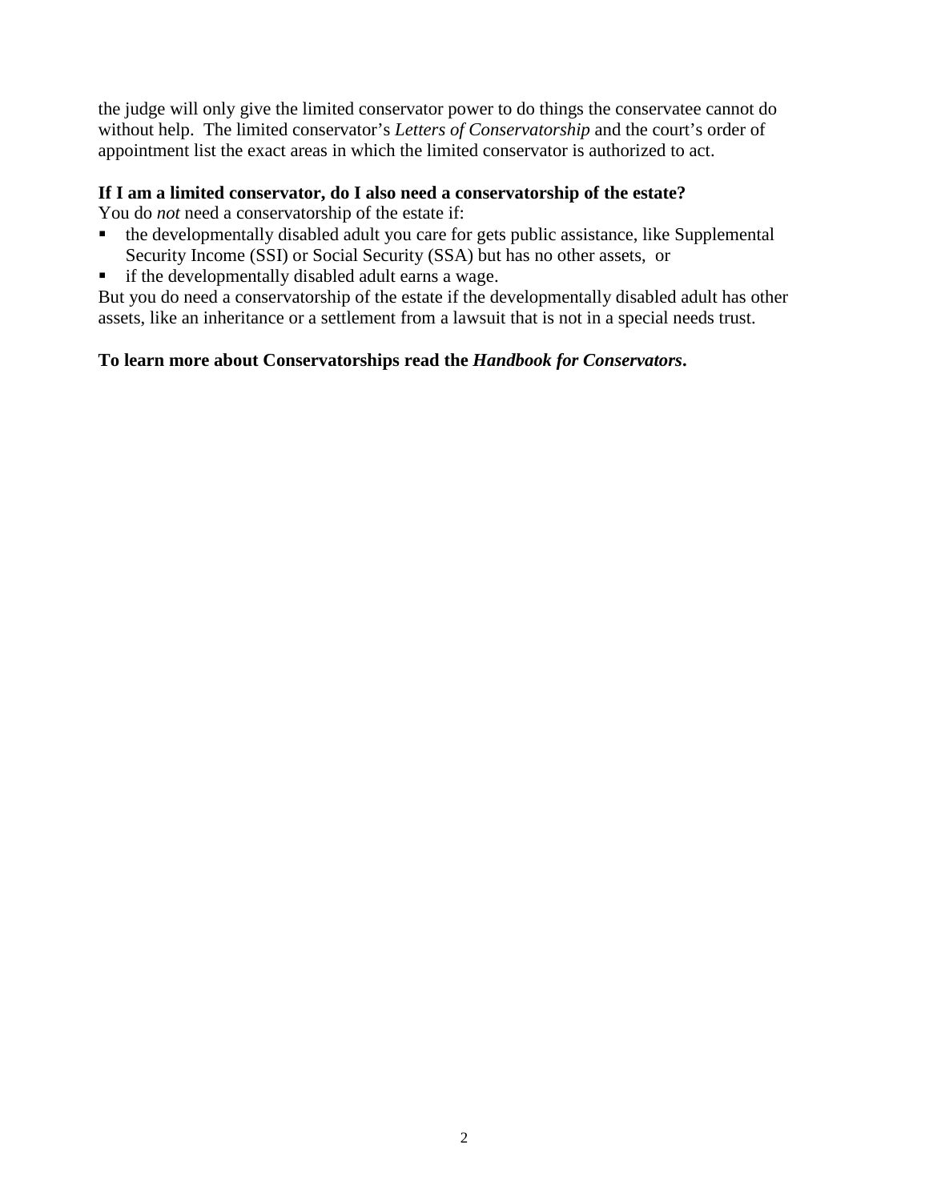the judge will only give the limited conservator power to do things the conservatee cannot do without help. The limited conservator's *Letters of Conservatorship* and the court's order of appointment list the exact areas in which the limited conservator is authorized to act.

**If I am a limited conservator, do I also need a conservatorship of the estate?**

You do *not* need a conservatorship of the estate if:

- the developmentally disabled adult you care for gets public assistance, like Supplemental Security Income (SSI) or Social Security (SSA) but has no other assets, or
- if the developmentally disabled adult earns a wage.

But you do need a conservatorship of the estate if the developmentally disabled adult has other assets, like an inheritance or a settlement from a lawsuit that is not in a special needs trust.

**To learn more about Conservatorships read the *Handbook for Conservators*.**